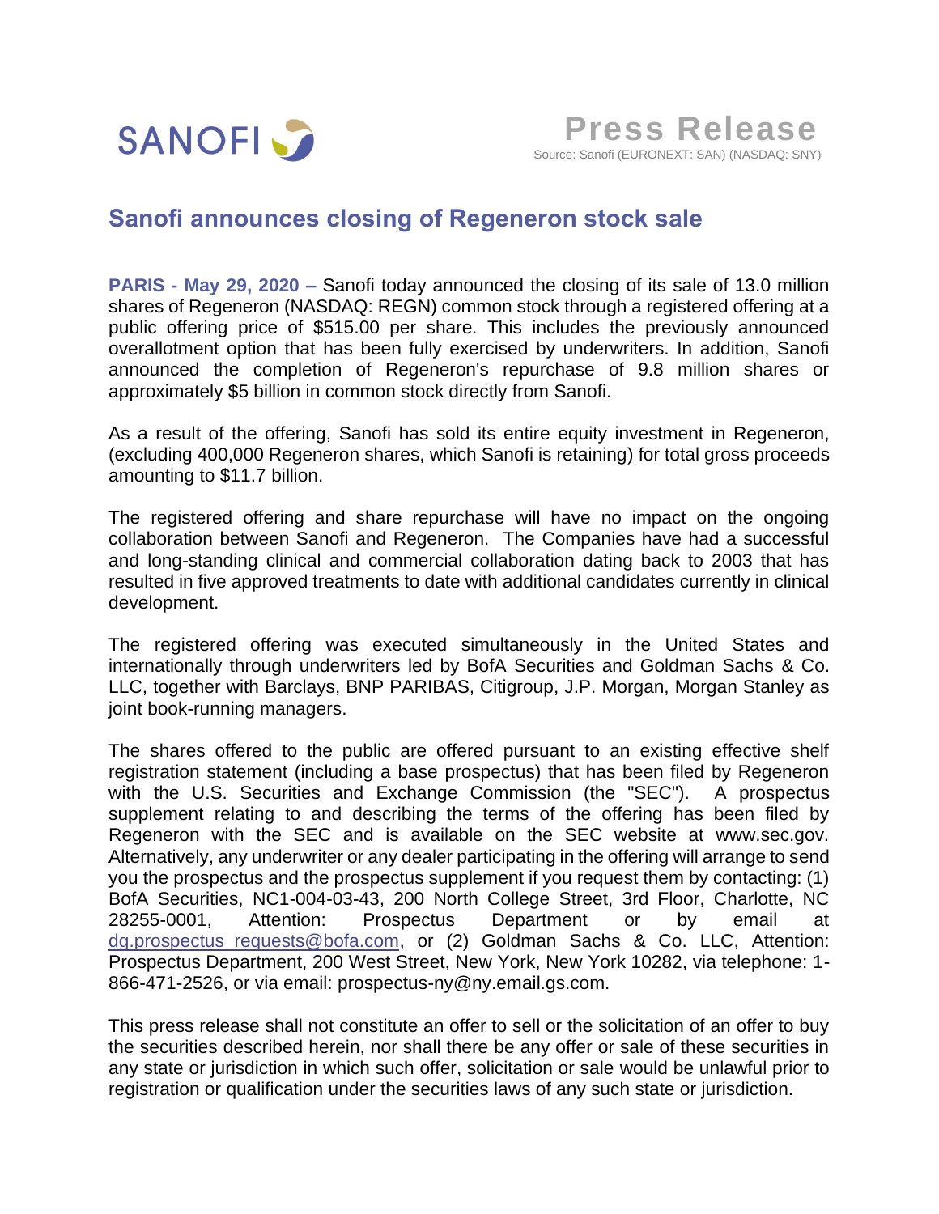SANOFI

**Press Release**

Source: Sanofi (EURONEXT: SAN) (NASDAQ: SNY)

# Sanofi announces closing of Regeneron stock sale

**PARIS - May 29, 2020 –** Sanofi today announced the closing of its sale of 13.0 million shares of Regeneron (NASDAQ: REGN) common stock through a registered offering at a public offering price of $515.00 per share. This includes the previously announced overallotment option that has been fully exercised by underwriters. In addition, Sanofi announced the completion of Regeneron's repurchase of 9.8 million shares or approximately $5 billion in common stock directly from Sanofi.

As a result of the offering, Sanofi has sold its entire equity investment in Regeneron, (excluding 400,000 Regeneron shares, which Sanofi is retaining) for total gross proceeds amounting to $11.7 billion.

The registered offering and share repurchase will have no impact on the ongoing collaboration between Sanofi and Regeneron. The Companies have had a successful and long-standing clinical and commercial collaboration dating back to 2003 that has resulted in five approved treatments to date with additional candidates currently in clinical development.

The registered offering was executed simultaneously in the United States and internationally through underwriters led by BofA Securities and Goldman Sachs & Co. LLC, together with Barclays, BNP PARIBAS, Citigroup, J.P. Morgan, Morgan Stanley as joint book-running managers.

The shares offered to the public are offered pursuant to an existing effective shelf registration statement (including a base prospectus) that has been filed by Regeneron with the U.S. Securities and Exchange Commission (the "SEC"). A prospectus supplement relating to and describing the terms of the offering has been filed by Regeneron with the SEC and is available on the SEC website at www.sec.gov. Alternatively, any underwriter or any dealer participating in the offering will arrange to send you the prospectus and the prospectus supplement if you request them by contacting: (1) BofA Securities, NC1-004-03-43, 200 North College Street, 3rd Floor, Charlotte, NC 28255-0001, Attention: Prospectus Department or by email at dg.prospectus_requests@bofa.com, or (2) Goldman Sachs & Co. LLC, Attention: Prospectus Department, 200 West Street, New York, New York 10282, via telephone: 1-866-471-2526, or via email: prospectus-ny@ny.email.gs.com.

This press release shall not constitute an offer to sell or the solicitation of an offer to buy the securities described herein, nor shall there be any offer or sale of these securities in any state or jurisdiction in which such offer, solicitation or sale would be unlawful prior to registration or qualification under the securities laws of any such state or jurisdiction.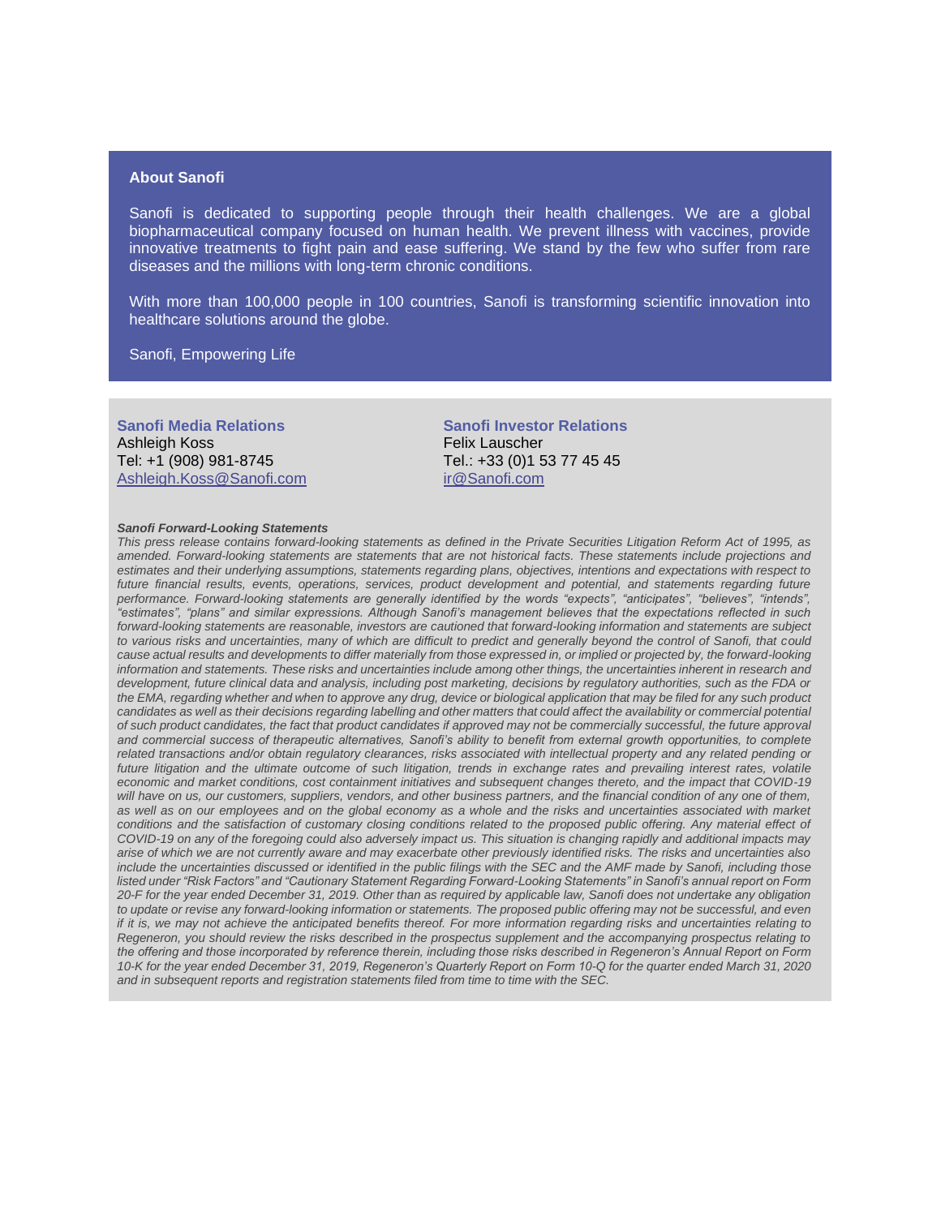### About Sanofi

Sanofi is dedicated to supporting people through their health challenges. We are a global biopharmaceutical company focused on human health. We prevent illness with vaccines, provide innovative treatments to fight pain and ease suffering. We stand by the few who suffer from rare diseases and the millions with long-term chronic conditions.

With more than 100,000 people in 100 countries, Sanofi is transforming scientific innovation into healthcare solutions around the globe.

Sanofi, Empowering Life

**Sanofi Media Relations**
Ashleigh Koss
Tel: +1 (908) 981-8745
Ashleigh.Koss@Sanofi.com

**Sanofi Investor Relations**
Felix Lauscher
Tel.: +33 (0)1 53 77 45 45
ir@Sanofi.com

***Sanofi Forward-Looking Statements***

*This press release contains forward-looking statements as defined in the Private Securities Litigation Reform Act of 1995, as amended. Forward-looking statements are statements that are not historical facts. These statements include projections and estimates and their underlying assumptions, statements regarding plans, objectives, intentions and expectations with respect to future financial results, events, operations, services, product development and potential, and statements regarding future performance. Forward-looking statements are generally identified by the words "expects", "anticipates", "believes", "intends", "estimates", "plans" and similar expressions. Although Sanofi's management believes that the expectations reflected in such forward-looking statements are reasonable, investors are cautioned that forward-looking information and statements are subject to various risks and uncertainties, many of which are difficult to predict and generally beyond the control of Sanofi, that could cause actual results and developments to differ materially from those expressed in, or implied or projected by, the forward-looking information and statements. These risks and uncertainties include among other things, the uncertainties inherent in research and development, future clinical data and analysis, including post marketing, decisions by regulatory authorities, such as the FDA or the EMA, regarding whether and when to approve any drug, device or biological application that may be filed for any such product candidates as well as their decisions regarding labelling and other matters that could affect the availability or commercial potential of such product candidates, the fact that product candidates if approved may not be commercially successful, the future approval and commercial success of therapeutic alternatives, Sanofi's ability to benefit from external growth opportunities, to complete related transactions and/or obtain regulatory clearances, risks associated with intellectual property and any related pending or future litigation and the ultimate outcome of such litigation, trends in exchange rates and prevailing interest rates, volatile economic and market conditions, cost containment initiatives and subsequent changes thereto, and the impact that COVID-19 will have on us, our customers, suppliers, vendors, and other business partners, and the financial condition of any one of them, as well as on our employees and on the global economy as a whole and the risks and uncertainties associated with market conditions and the satisfaction of customary closing conditions related to the proposed public offering. Any material effect of COVID-19 on any of the foregoing could also adversely impact us. This situation is changing rapidly and additional impacts may arise of which we are not currently aware and may exacerbate other previously identified risks. The risks and uncertainties also include the uncertainties discussed or identified in the public filings with the SEC and the AMF made by Sanofi, including those listed under "Risk Factors" and "Cautionary Statement Regarding Forward-Looking Statements" in Sanofi's annual report on Form 20-F for the year ended December 31, 2019. Other than as required by applicable law, Sanofi does not undertake any obligation to update or revise any forward-looking information or statements. The proposed public offering may not be successful, and even if it is, we may not achieve the anticipated benefits thereof. For more information regarding risks and uncertainties relating to Regeneron, you should review the risks described in the prospectus supplement and the accompanying prospectus relating to the offering and those incorporated by reference therein, including those risks described in Regeneron's Annual Report on Form 10-K for the year ended December 31, 2019, Regeneron's Quarterly Report on Form 10-Q for the quarter ended March 31, 2020 and in subsequent reports and registration statements filed from time to time with the SEC.*